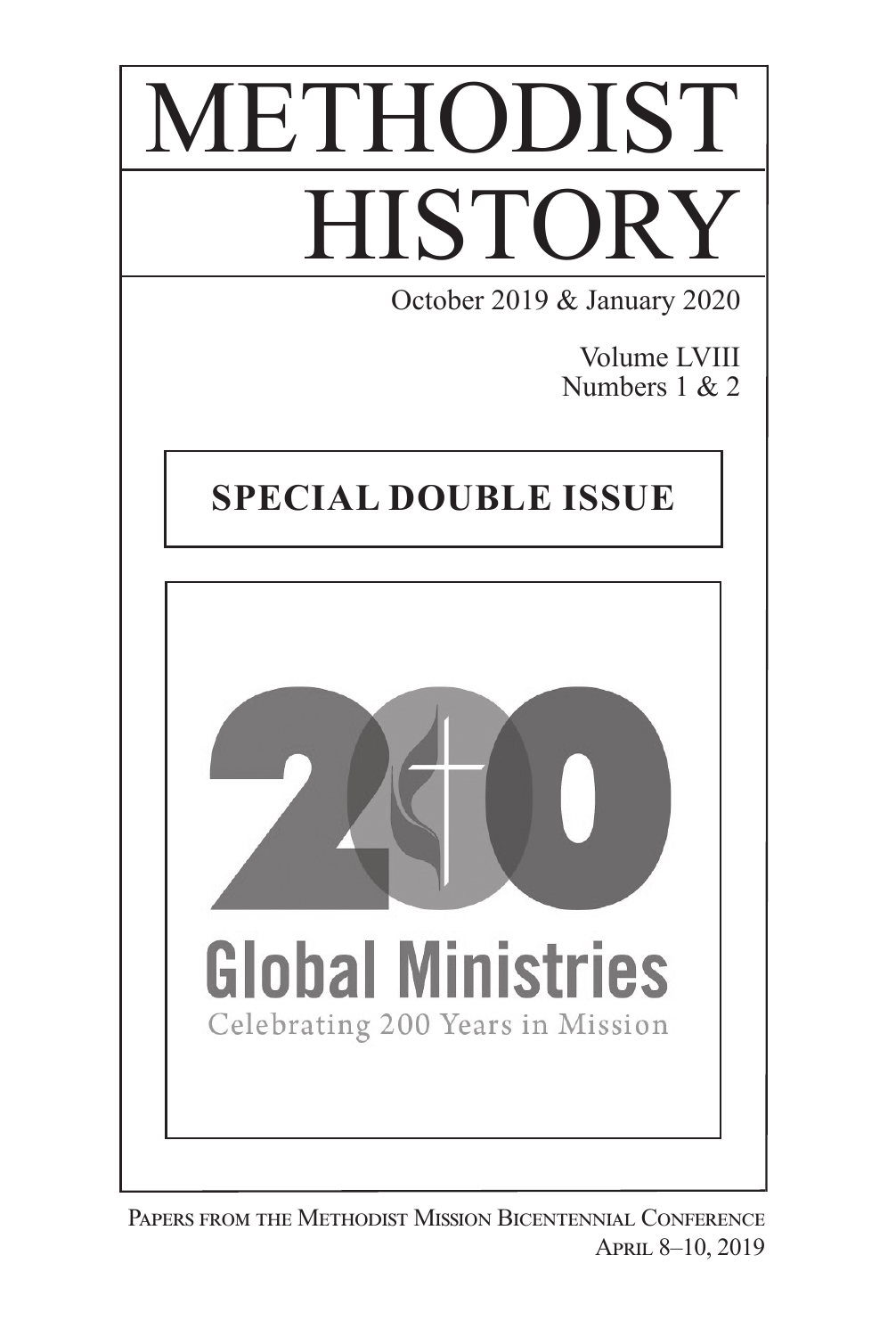# METHODIST HISTORY

October 2019 & January 2020

Volume LVIII
Numbers 1 & 2

**SPECIAL DOUBLE ISSUE**

Global Ministries

Celebrating 200 Years in Mission

Papers from the Methodist Mission Bicentennial Conference
April 8–10, 2019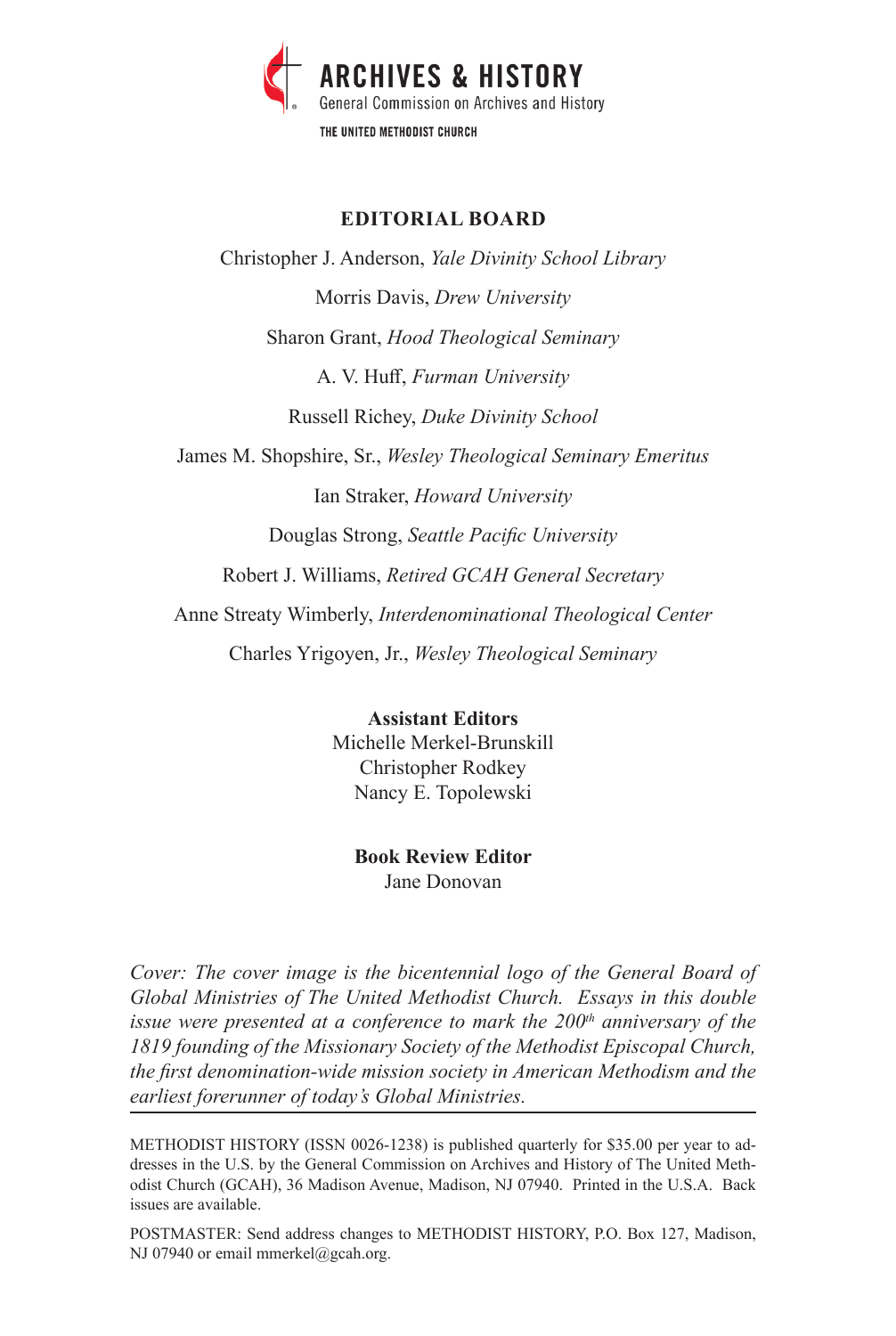**ARCHIVES & HISTORY**
General Commission on Archives and History
THE UNITED METHODIST CHURCH

## EDITORIAL BOARD

Christopher J. Anderson, *Yale Divinity School Library*

Morris Davis, *Drew University*

Sharon Grant, *Hood Theological Seminary*

A. V. Huff, *Furman University*

Russell Richey, *Duke Divinity School*

James M. Shopshire, Sr., *Wesley Theological Seminary Emeritus*

Ian Straker, *Howard University*

Douglas Strong, *Seattle Pacific University*

Robert J. Williams, *Retired GCAH General Secretary*

Anne Streaty Wimberly, *Interdenominational Theological Center*

Charles Yrigoyen, Jr., *Wesley Theological Seminary*

**Assistant Editors**
Michelle Merkel-Brunskill
Christopher Rodkey
Nancy E. Topolewski

**Book Review Editor**
Jane Donovan

*Cover: The cover image is the bicentennial logo of the General Board of Global Ministries of The United Methodist Church. Essays in this double issue were presented at a conference to mark the 200th anniversary of the 1819 founding of the Missionary Society of the Methodist Episcopal Church, the first denomination-wide mission society in American Methodism and the earliest forerunner of today's Global Ministries.*

---

METHODIST HISTORY (ISSN 0026-1238) is published quarterly for $35.00 per year to addresses in the U.S. by the General Commission on Archives and History of The United Methodist Church (GCAH), 36 Madison Avenue, Madison, NJ 07940. Printed in the U.S.A. Back issues are available.

POSTMASTER: Send address changes to METHODIST HISTORY, P.O. Box 127, Madison, NJ 07940 or email mmerkel@gcah.org.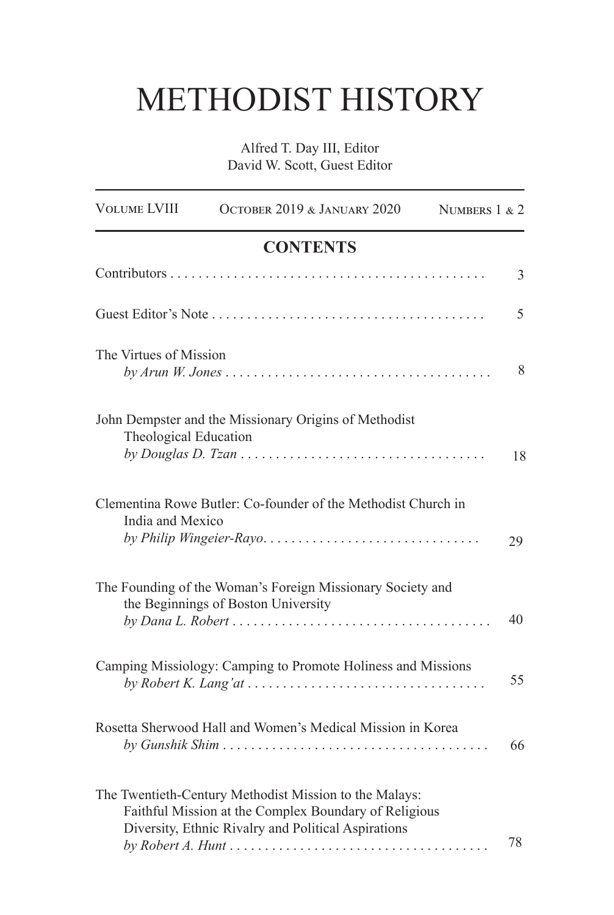# METHODIST HISTORY

Alfred T. Day III, Editor
David W. Scott, Guest Editor

| Volume LVIII | October 2019 & January 2020 | Numbers 1 & 2 |
|---|---|---|

## CONTENTS

Contributors . . . . . . . . . . . . . . . . . . . . . . . . . . . . . . . . . . . . . . . . . . . . 3

Guest Editor's Note . . . . . . . . . . . . . . . . . . . . . . . . . . . . . . . . . . . . . . . 5

The Virtues of Mission
*by Arun W. Jones* . . . . . . . . . . . . . . . . . . . . . . . . . . . . . . . . . . . . . . 8

John Dempster and the Missionary Origins of Methodist Theological Education
*by Douglas D. Tzan* . . . . . . . . . . . . . . . . . . . . . . . . . . . . . . . . . . . 18

Clementina Rowe Butler: Co-founder of the Methodist Church in India and Mexico
*by Philip Wingeier-Rayo*. . . . . . . . . . . . . . . . . . . . . . . . . . . . . . . 29

The Founding of the Woman's Foreign Missionary Society and the Beginnings of Boston University
*by Dana L. Robert* . . . . . . . . . . . . . . . . . . . . . . . . . . . . . . . . . . . . . 40

Camping Missiology: Camping to Promote Holiness and Missions
*by Robert K. Lang'at* . . . . . . . . . . . . . . . . . . . . . . . . . . . . . . . . . 55

Rosetta Sherwood Hall and Women's Medical Mission in Korea
*by Gunshik Shim* . . . . . . . . . . . . . . . . . . . . . . . . . . . . . . . . . . . . . 66

The Twentieth-Century Methodist Mission to the Malays: Faithful Mission at the Complex Boundary of Religious Diversity, Ethnic Rivalry and Political Aspirations
*by Robert A. Hunt* . . . . . . . . . . . . . . . . . . . . . . . . . . . . . . . . . . . . 78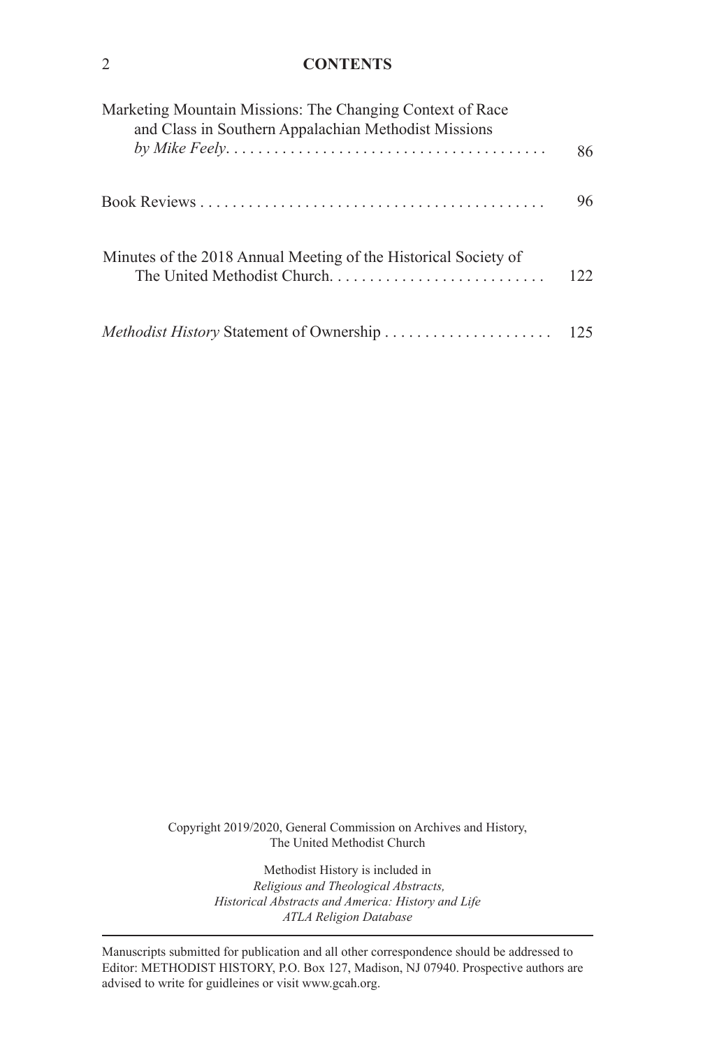## CONTENTS

Marketing Mountain Missions: The Changing Context of Race and Class in Southern Appalachian Methodist Missions
*by Mike Feely*. . . . . . . . . . . . . . . . . . . . . . . . . . . . . . . . . . . . . . . . 86

Book Reviews . . . . . . . . . . . . . . . . . . . . . . . . . . . . . . . . . . . . . . . . . . . 96

Minutes of the 2018 Annual Meeting of the Historical Society of The United Methodist Church. . . . . . . . . . . . . . . . . . . . . . . . . . . 122

*Methodist History* Statement of Ownership . . . . . . . . . . . . . . . . . . . . . 125

Copyright 2019/2020, General Commission on Archives and History, The United Methodist Church

Methodist History is included in
*Religious and Theological Abstracts,*
*Historical Abstracts and America: History and Life*
*ATLA Religion Database*

---

Manuscripts submitted for publication and all other correspondence should be addressed to Editor: METHODIST HISTORY, P.O. Box 127, Madison, NJ 07940. Prospective authors are advised to write for guidleines or visit www.gcah.org.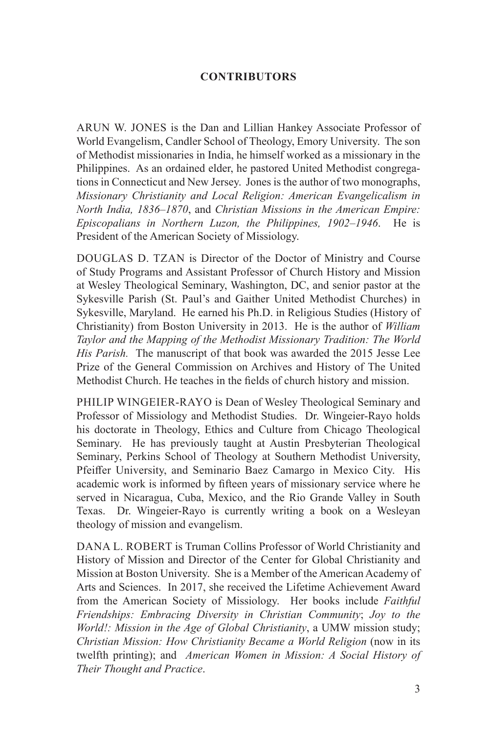## CONTRIBUTORS

ARUN W. JONES is the Dan and Lillian Hankey Associate Professor of World Evangelism, Candler School of Theology, Emory University. The son of Methodist missionaries in India, he himself worked as a missionary in the Philippines. As an ordained elder, he pastored United Methodist congregations in Connecticut and New Jersey. Jones is the author of two monographs, *Missionary Christianity and Local Religion: American Evangelicalism in North India, 1836–1870*, and *Christian Missions in the American Empire: Episcopalians in Northern Luzon, the Philippines, 1902–1946*. He is President of the American Society of Missiology.

DOUGLAS D. TZAN is Director of the Doctor of Ministry and Course of Study Programs and Assistant Professor of Church History and Mission at Wesley Theological Seminary, Washington, DC, and senior pastor at the Sykesville Parish (St. Paul's and Gaither United Methodist Churches) in Sykesville, Maryland. He earned his Ph.D. in Religious Studies (History of Christianity) from Boston University in 2013. He is the author of *William Taylor and the Mapping of the Methodist Missionary Tradition: The World His Parish.* The manuscript of that book was awarded the 2015 Jesse Lee Prize of the General Commission on Archives and History of The United Methodist Church. He teaches in the fields of church history and mission.

PHILIP WINGEIER-RAYO is Dean of Wesley Theological Seminary and Professor of Missiology and Methodist Studies. Dr. Wingeier-Rayo holds his doctorate in Theology, Ethics and Culture from Chicago Theological Seminary. He has previously taught at Austin Presbyterian Theological Seminary, Perkins School of Theology at Southern Methodist University, Pfeiffer University, and Seminario Baez Camargo in Mexico City. His academic work is informed by fifteen years of missionary service where he served in Nicaragua, Cuba, Mexico, and the Rio Grande Valley in South Texas. Dr. Wingeier-Rayo is currently writing a book on a Wesleyan theology of mission and evangelism.

DANA L. ROBERT is Truman Collins Professor of World Christianity and History of Mission and Director of the Center for Global Christianity and Mission at Boston University. She is a Member of the American Academy of Arts and Sciences. In 2017, she received the Lifetime Achievement Award from the American Society of Missiology. Her books include *Faithful Friendships: Embracing Diversity in Christian Community*; *Joy to the World!: Mission in the Age of Global Christianity*, a UMW mission study; *Christian Mission: How Christianity Became a World Religion* (now in its twelfth printing); and *American Women in Mission: A Social History of Their Thought and Practice*.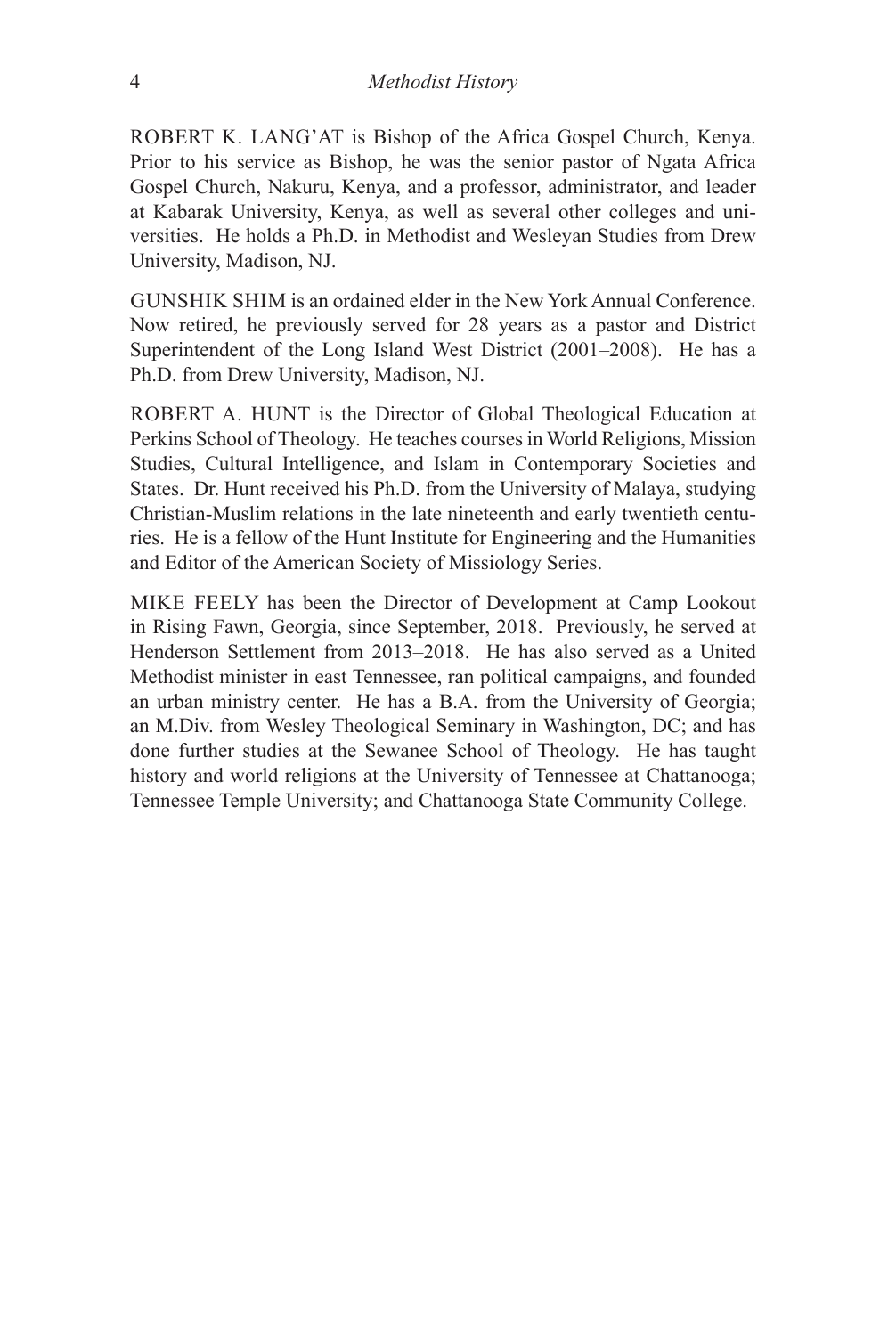ROBERT K. LANG'AT is Bishop of the Africa Gospel Church, Kenya. Prior to his service as Bishop, he was the senior pastor of Ngata Africa Gospel Church, Nakuru, Kenya, and a professor, administrator, and leader at Kabarak University, Kenya, as well as several other colleges and universities. He holds a Ph.D. in Methodist and Wesleyan Studies from Drew University, Madison, NJ.

GUNSHIK SHIM is an ordained elder in the New York Annual Conference. Now retired, he previously served for 28 years as a pastor and District Superintendent of the Long Island West District (2001–2008). He has a Ph.D. from Drew University, Madison, NJ.

ROBERT A. HUNT is the Director of Global Theological Education at Perkins School of Theology. He teaches courses in World Religions, Mission Studies, Cultural Intelligence, and Islam in Contemporary Societies and States. Dr. Hunt received his Ph.D. from the University of Malaya, studying Christian-Muslim relations in the late nineteenth and early twentieth centuries. He is a fellow of the Hunt Institute for Engineering and the Humanities and Editor of the American Society of Missiology Series.

MIKE FEELY has been the Director of Development at Camp Lookout in Rising Fawn, Georgia, since September, 2018. Previously, he served at Henderson Settlement from 2013–2018. He has also served as a United Methodist minister in east Tennessee, ran political campaigns, and founded an urban ministry center. He has a B.A. from the University of Georgia; an M.Div. from Wesley Theological Seminary in Washington, DC; and has done further studies at the Sewanee School of Theology. He has taught history and world religions at the University of Tennessee at Chattanooga; Tennessee Temple University; and Chattanooga State Community College.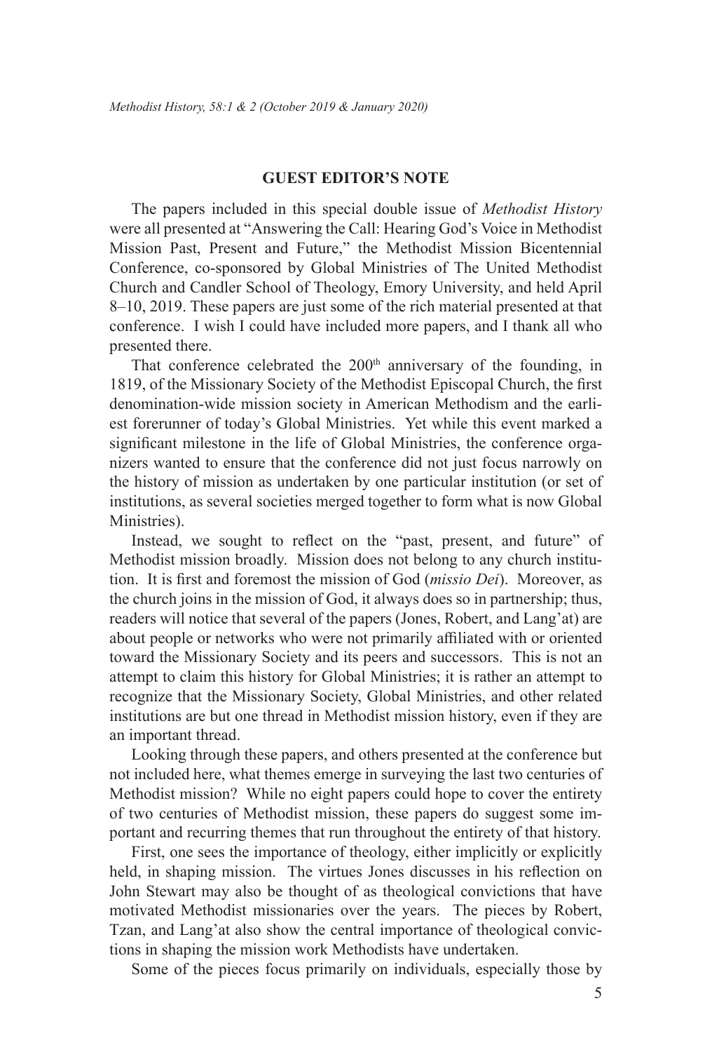## GUEST EDITOR'S NOTE

The papers included in this special double issue of *Methodist History* were all presented at "Answering the Call: Hearing God's Voice in Methodist Mission Past, Present and Future," the Methodist Mission Bicentennial Conference, co-sponsored by Global Ministries of The United Methodist Church and Candler School of Theology, Emory University, and held April 8–10, 2019. These papers are just some of the rich material presented at that conference. I wish I could have included more papers, and I thank all who presented there.

That conference celebrated the 200th anniversary of the founding, in 1819, of the Missionary Society of the Methodist Episcopal Church, the first denomination-wide mission society in American Methodism and the earliest forerunner of today's Global Ministries. Yet while this event marked a significant milestone in the life of Global Ministries, the conference organizers wanted to ensure that the conference did not just focus narrowly on the history of mission as undertaken by one particular institution (or set of institutions, as several societies merged together to form what is now Global Ministries).

Instead, we sought to reflect on the "past, present, and future" of Methodist mission broadly. Mission does not belong to any church institution. It is first and foremost the mission of God (*missio Dei*). Moreover, as the church joins in the mission of God, it always does so in partnership; thus, readers will notice that several of the papers (Jones, Robert, and Lang'at) are about people or networks who were not primarily affiliated with or oriented toward the Missionary Society and its peers and successors. This is not an attempt to claim this history for Global Ministries; it is rather an attempt to recognize that the Missionary Society, Global Ministries, and other related institutions are but one thread in Methodist mission history, even if they are an important thread.

Looking through these papers, and others presented at the conference but not included here, what themes emerge in surveying the last two centuries of Methodist mission? While no eight papers could hope to cover the entirety of two centuries of Methodist mission, these papers do suggest some important and recurring themes that run throughout the entirety of that history.

First, one sees the importance of theology, either implicitly or explicitly held, in shaping mission. The virtues Jones discusses in his reflection on John Stewart may also be thought of as theological convictions that have motivated Methodist missionaries over the years. The pieces by Robert, Tzan, and Lang'at also show the central importance of theological convictions in shaping the mission work Methodists have undertaken.

Some of the pieces focus primarily on individuals, especially those by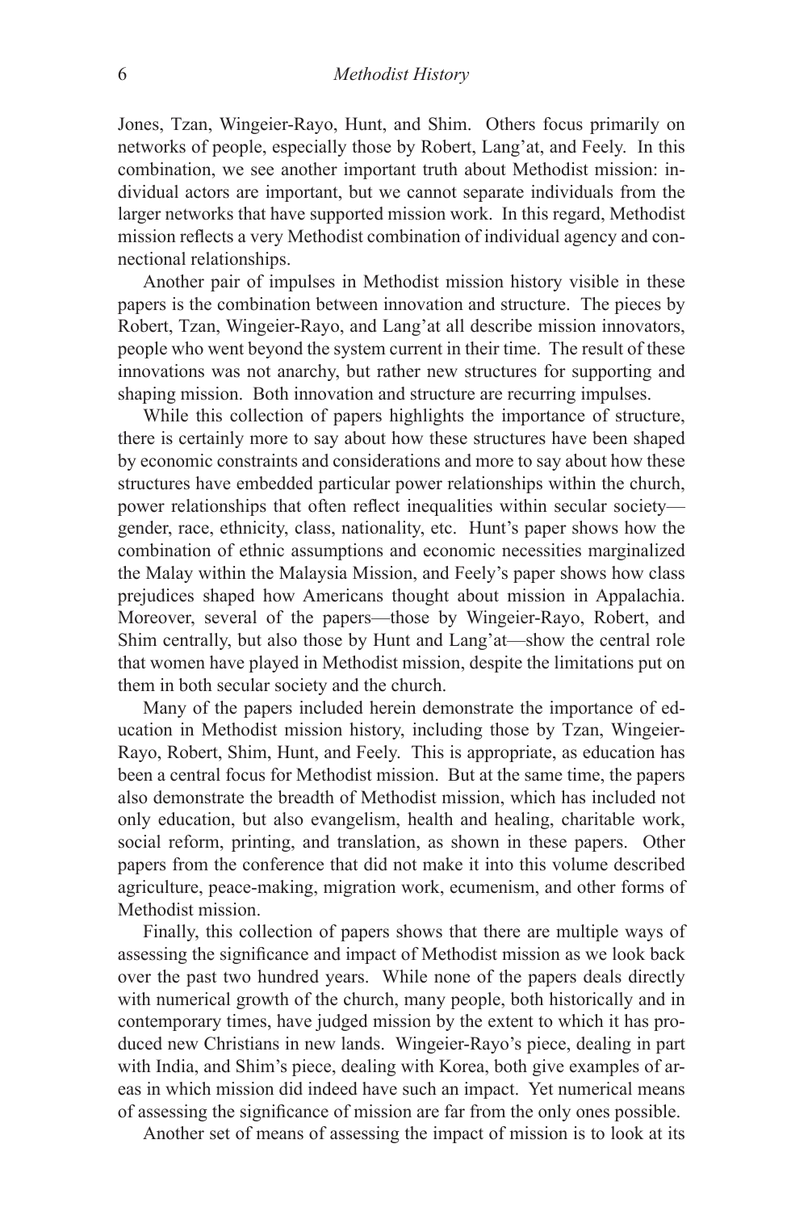Jones, Tzan, Wingeier-Rayo, Hunt, and Shim. Others focus primarily on networks of people, especially those by Robert, Lang'at, and Feely. In this combination, we see another important truth about Methodist mission: individual actors are important, but we cannot separate individuals from the larger networks that have supported mission work. In this regard, Methodist mission reflects a very Methodist combination of individual agency and connectional relationships.

Another pair of impulses in Methodist mission history visible in these papers is the combination between innovation and structure. The pieces by Robert, Tzan, Wingeier-Rayo, and Lang'at all describe mission innovators, people who went beyond the system current in their time. The result of these innovations was not anarchy, but rather new structures for supporting and shaping mission. Both innovation and structure are recurring impulses.

While this collection of papers highlights the importance of structure, there is certainly more to say about how these structures have been shaped by economic constraints and considerations and more to say about how these structures have embedded particular power relationships within the church, power relationships that often reflect inequalities within secular society—gender, race, ethnicity, class, nationality, etc. Hunt's paper shows how the combination of ethnic assumptions and economic necessities marginalized the Malay within the Malaysia Mission, and Feely's paper shows how class prejudices shaped how Americans thought about mission in Appalachia. Moreover, several of the papers—those by Wingeier-Rayo, Robert, and Shim centrally, but also those by Hunt and Lang'at—show the central role that women have played in Methodist mission, despite the limitations put on them in both secular society and the church.

Many of the papers included herein demonstrate the importance of education in Methodist mission history, including those by Tzan, Wingeier-Rayo, Robert, Shim, Hunt, and Feely. This is appropriate, as education has been a central focus for Methodist mission. But at the same time, the papers also demonstrate the breadth of Methodist mission, which has included not only education, but also evangelism, health and healing, charitable work, social reform, printing, and translation, as shown in these papers. Other papers from the conference that did not make it into this volume described agriculture, peace-making, migration work, ecumenism, and other forms of Methodist mission.

Finally, this collection of papers shows that there are multiple ways of assessing the significance and impact of Methodist mission as we look back over the past two hundred years. While none of the papers deals directly with numerical growth of the church, many people, both historically and in contemporary times, have judged mission by the extent to which it has produced new Christians in new lands. Wingeier-Rayo's piece, dealing in part with India, and Shim's piece, dealing with Korea, both give examples of areas in which mission did indeed have such an impact. Yet numerical means of assessing the significance of mission are far from the only ones possible.

Another set of means of assessing the impact of mission is to look at its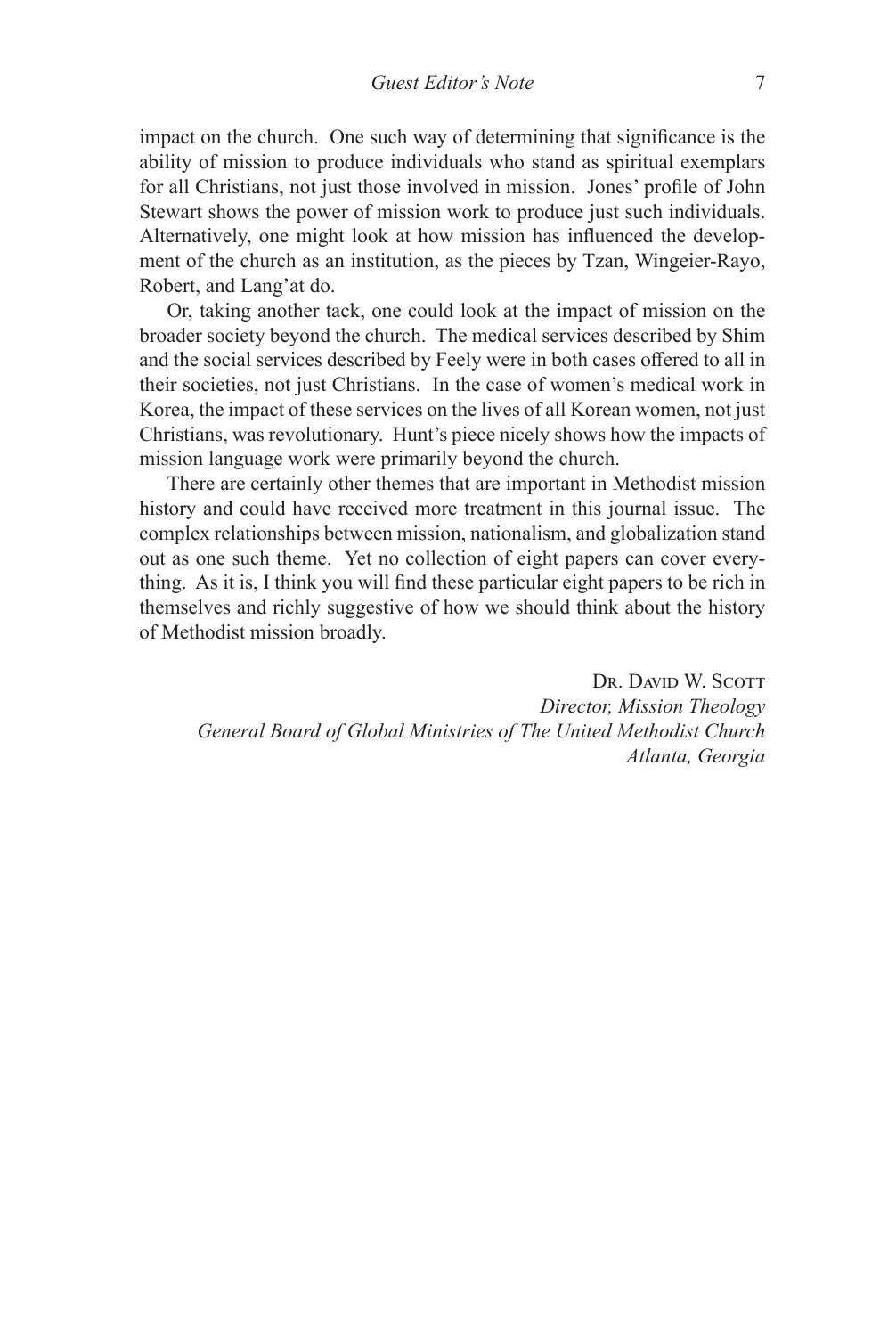impact on the church. One such way of determining that significance is the ability of mission to produce individuals who stand as spiritual exemplars for all Christians, not just those involved in mission. Jones' profile of John Stewart shows the power of mission work to produce just such individuals. Alternatively, one might look at how mission has influenced the development of the church as an institution, as the pieces by Tzan, Wingeier-Rayo, Robert, and Lang'at do.

Or, taking another tack, one could look at the impact of mission on the broader society beyond the church. The medical services described by Shim and the social services described by Feely were in both cases offered to all in their societies, not just Christians. In the case of women's medical work in Korea, the impact of these services on the lives of all Korean women, not just Christians, was revolutionary. Hunt's piece nicely shows how the impacts of mission language work were primarily beyond the church.

There are certainly other themes that are important in Methodist mission history and could have received more treatment in this journal issue. The complex relationships between mission, nationalism, and globalization stand out as one such theme. Yet no collection of eight papers can cover everything. As it is, I think you will find these particular eight papers to be rich in themselves and richly suggestive of how we should think about the history of Methodist mission broadly.

Dr. David W. Scott
*Director, Mission Theology*
*General Board of Global Ministries of The United Methodist Church*
*Atlanta, Georgia*